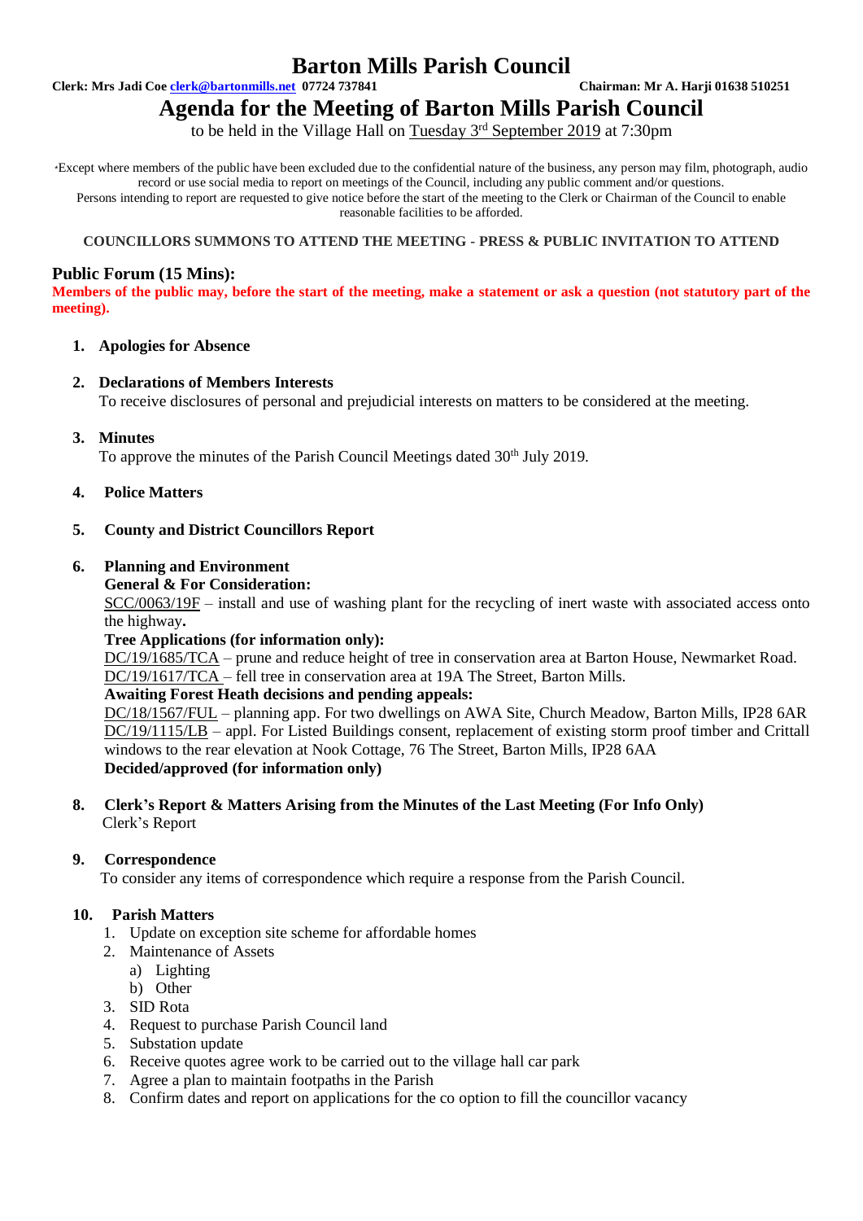# Barton Mills Parish Council

**Clerk: Mrs Jadi Coe clerk@bartonmills.net 07724 737841** **Chairman: Mr A. Harji 01638 510251**

# Agenda for the Meeting of Barton Mills Parish Council

to be held in the Village Hall on Tuesday 3rd September 2019 at 7:30pm

*Except where members of the public have been excluded due to the confidential nature of the business, any person may film, photograph, audio record or use social media to report on meetings of the Council, including any public comment and/or questions. Persons intending to report are requested to give notice before the start of the meeting to the Clerk or Chairman of the Council to enable reasonable facilities to be afforded.

**COUNCILLORS SUMMONS TO ATTEND THE MEETING - PRESS & PUBLIC INVITATION TO ATTEND**

## Public Forum (15 Mins):

**Members of the public may, before the start of the meeting, make a statement or ask a question (not statutory part of the meeting).**

1. **Apologies for Absence**

2. **Declarations of Members Interests**
   To receive disclosures of personal and prejudicial interests on matters to be considered at the meeting.

3. **Minutes**
   To approve the minutes of the Parish Council Meetings dated 30th July 2019.

4. **Police Matters**

5. **County and District Councillors Report**

6. **Planning and Environment**
   **General & For Consideration:**
   SCC/0063/19F – install and use of washing plant for the recycling of inert waste with associated access onto the highway**.**
   **Tree Applications (for information only):**
   DC/19/1685/TCA – prune and reduce height of tree in conservation area at Barton House, Newmarket Road.
   DC/19/1617/TCA – fell tree in conservation area at 19A The Street, Barton Mills.
   **Awaiting Forest Heath decisions and pending appeals:**
   DC/18/1567/FUL – planning app. For two dwellings on AWA Site, Church Meadow, Barton Mills, IP28 6AR
   DC/19/1115/LB – appl. For Listed Buildings consent, replacement of existing storm proof timber and Crittall windows to the rear elevation at Nook Cottage, 76 The Street, Barton Mills, IP28 6AA
   **Decided/approved (for information only)**

8. **Clerk's Report & Matters Arising from the Minutes of the Last Meeting (For Info Only)**
   Clerk's Report

9. **Correspondence**
   To consider any items of correspondence which require a response from the Parish Council.

10. **Parish Matters**
    1. Update on exception site scheme for affordable homes
    2. Maintenance of Assets
       a) Lighting
       b) Other
    3. SID Rota
    4. Request to purchase Parish Council land
    5. Substation update
    6. Receive quotes agree work to be carried out to the village hall car park
    7. Agree a plan to maintain footpaths in the Parish
    8. Confirm dates and report on applications for the co option to fill the councillor vacancy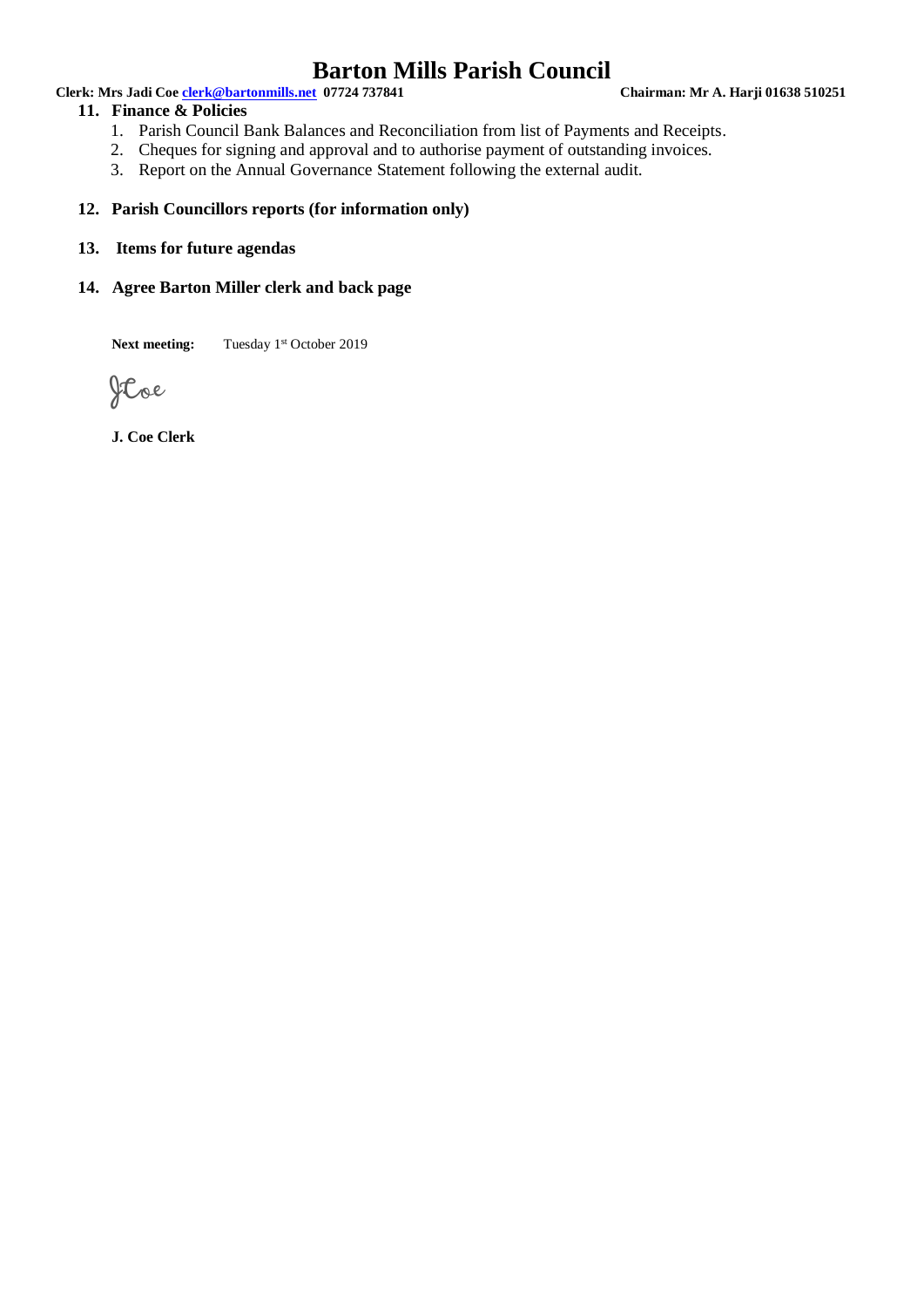# Barton Mills Parish Council

**Clerk: Mrs Jadi Coe clerk@bartonmills.net 07724 737841** **Chairman: Mr A. Harji 01638 510251**

**11. Finance & Policies**

1. Parish Council Bank Balances and Reconciliation from list of Payments and Receipts.
2. Cheques for signing and approval and to authorise payment of outstanding invoices.
3. Report on the Annual Governance Statement following the external audit.

**12. Parish Councillors reports (for information only)**

**13. Items for future agendas**

**14. Agree Barton Miller clerk and back page**

**Next meeting:** Tuesday 1st October 2019

JCoe

**J. Coe Clerk**